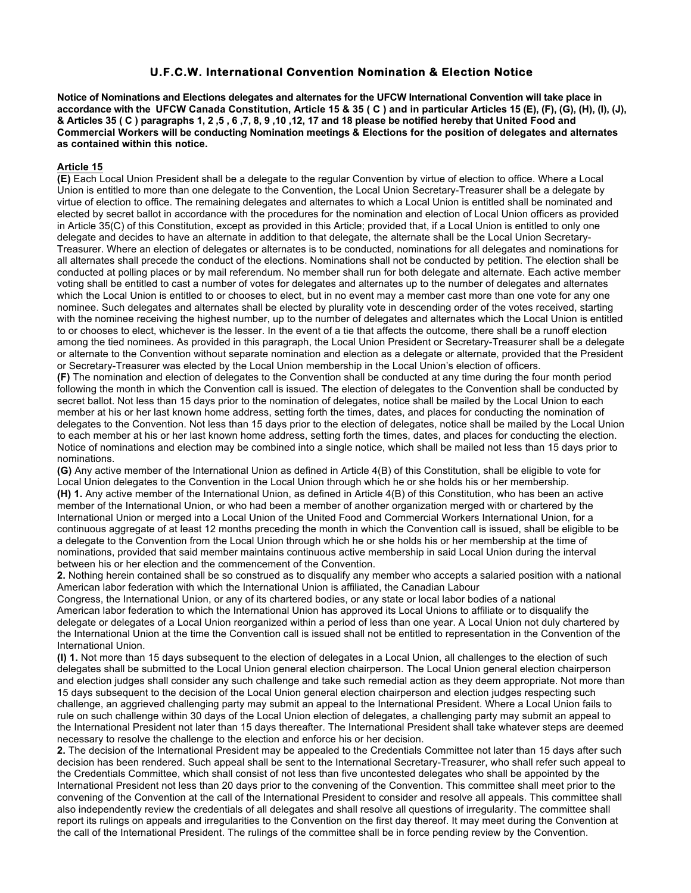# U.F.C.W. International Convention Nomination & Election Notice

**Notice of Nominations and Elections delegates and alternates for the UFCW International Convention will take place in accordance with the UFCW Canada Constitution, Article 15 & 35 ( C ) and in particular Articles 15 (E), (F), (G), (H), (I), (J), & Articles 35 ( C ) paragraphs 1, 2 ,5 , 6 ,7, 8, 9 ,10 ,12, 17 and 18 please be notified hereby that United Food and Commercial Workers will be conducting Nomination meetings & Elections for the position of delegates and alternates as contained within this notice.**

## Article 15

**(E)** Each Local Union President shall be a delegate to the regular Convention by virtue of election to office. Where a Local Union is entitled to more than one delegate to the Convention, the Local Union Secretary-Treasurer shall be a delegate by virtue of election to office. The remaining delegates and alternates to which a Local Union is entitled shall be nominated and elected by secret ballot in accordance with the procedures for the nomination and election of Local Union officers as provided in Article 35(C) of this Constitution, except as provided in this Article; provided that, if a Local Union is entitled to only one delegate and decides to have an alternate in addition to that delegate, the alternate shall be the Local Union Secretary-Treasurer. Where an election of delegates or alternates is to be conducted, nominations for all delegates and nominations for all alternates shall precede the conduct of the elections. Nominations shall not be conducted by petition. The election shall be conducted at polling places or by mail referendum. No member shall run for both delegate and alternate. Each active member voting shall be entitled to cast a number of votes for delegates and alternates up to the number of delegates and alternates which the Local Union is entitled to or chooses to elect, but in no event may a member cast more than one vote for any one nominee. Such delegates and alternates shall be elected by plurality vote in descending order of the votes received, starting with the nominee receiving the highest number, up to the number of delegates and alternates which the Local Union is entitled to or chooses to elect, whichever is the lesser. In the event of a tie that affects the outcome, there shall be a runoff election among the tied nominees. As provided in this paragraph, the Local Union President or Secretary-Treasurer shall be a delegate or alternate to the Convention without separate nomination and election as a delegate or alternate, provided that the President or Secretary-Treasurer was elected by the Local Union membership in the Local Union's election of officers.

**(F)** The nomination and election of delegates to the Convention shall be conducted at any time during the four month period following the month in which the Convention call is issued. The election of delegates to the Convention shall be conducted by secret ballot. Not less than 15 days prior to the nomination of delegates, notice shall be mailed by the Local Union to each member at his or her last known home address, setting forth the times, dates, and places for conducting the nomination of delegates to the Convention. Not less than 15 days prior to the election of delegates, notice shall be mailed by the Local Union to each member at his or her last known home address, setting forth the times, dates, and places for conducting the election. Notice of nominations and election may be combined into a single notice, which shall be mailed not less than 15 days prior to nominations.

**(G)** Any active member of the International Union as defined in Article 4(B) of this Constitution, shall be eligible to vote for Local Union delegates to the Convention in the Local Union through which he or she holds his or her membership.

**(H) 1.** Any active member of the International Union, as defined in Article 4(B) of this Constitution, who has been an active member of the International Union, or who had been a member of another organization merged with or chartered by the International Union or merged into a Local Union of the United Food and Commercial Workers International Union, for a continuous aggregate of at least 12 months preceding the month in which the Convention call is issued, shall be eligible to be a delegate to the Convention from the Local Union through which he or she holds his or her membership at the time of nominations, provided that said member maintains continuous active membership in said Local Union during the interval between his or her election and the commencement of the Convention.

**2.** Nothing herein contained shall be so construed as to disqualify any member who accepts a salaried position with a national American labor federation with which the International Union is affiliated, the Canadian Labour Congress, the International Union, or any of its chartered bodies, or any state or local labor bodies of a national American labor federation to which the International Union has approved its Local Unions to affiliate or to disqualify the delegate or delegates of a Local Union reorganized within a period of less than one year. A Local Union not duly chartered by the International Union at the time the Convention call is issued shall not be entitled to representation in the Convention of the International Union.

**(I) 1.** Not more than 15 days subsequent to the election of delegates in a Local Union, all challenges to the election of such delegates shall be submitted to the Local Union general election chairperson. The Local Union general election chairperson and election judges shall consider any such challenge and take such remedial action as they deem appropriate. Not more than 15 days subsequent to the decision of the Local Union general election chairperson and election judges respecting such challenge, an aggrieved challenging party may submit an appeal to the International President. Where a Local Union fails to rule on such challenge within 30 days of the Local Union election of delegates, a challenging party may submit an appeal to the International President not later than 15 days thereafter. The International President shall take whatever steps are deemed necessary to resolve the challenge to the election and enforce his or her decision.

**2.** The decision of the International President may be appealed to the Credentials Committee not later than 15 days after such decision has been rendered. Such appeal shall be sent to the International Secretary-Treasurer, who shall refer such appeal to the Credentials Committee, which shall consist of not less than five uncontested delegates who shall be appointed by the International President not less than 20 days prior to the convening of the Convention. This committee shall meet prior to the convening of the Convention at the call of the International President to consider and resolve all appeals. This committee shall also independently review the credentials of all delegates and shall resolve all questions of irregularity. The committee shall report its rulings on appeals and irregularities to the Convention on the first day thereof. It may meet during the Convention at the call of the International President. The rulings of the committee shall be in force pending review by the Convention.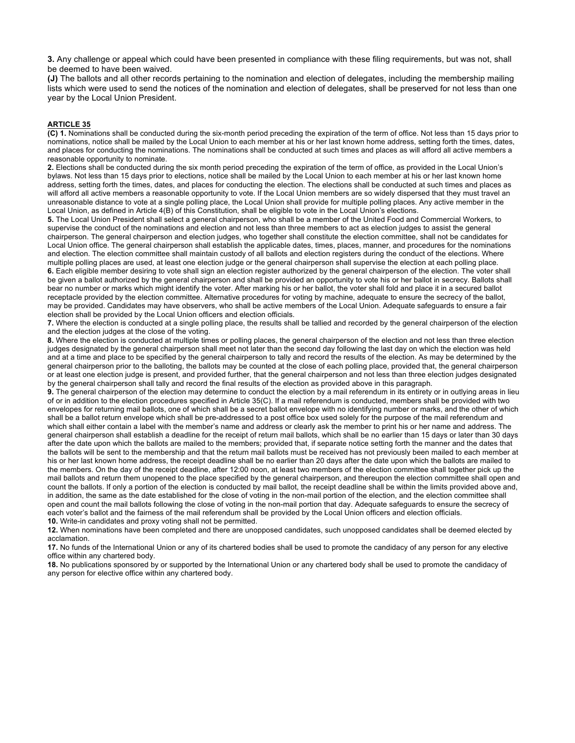**3.** Any challenge or appeal which could have been presented in compliance with these filing requirements, but was not, shall be deemed to have been waived.

**(J)** The ballots and all other records pertaining to the nomination and election of delegates, including the membership mailing lists which were used to send the notices of the nomination and election of delegates, shall be preserved for not less than one year by the Local Union President.

**ARTICLE 35**

**(C) 1.** Nominations shall be conducted during the six-month period preceding the expiration of the term of office. Not less than 15 days prior to nominations, notice shall be mailed by the Local Union to each member at his or her last known home address, setting forth the times, dates, and places for conducting the nominations. The nominations shall be conducted at such times and places as will afford all active members a reasonable opportunity to nominate.

**2.** Elections shall be conducted during the six month period preceding the expiration of the term of office, as provided in the Local Union's bylaws. Not less than 15 days prior to elections, notice shall be mailed by the Local Union to each member at his or her last known home address, setting forth the times, dates, and places for conducting the election. The elections shall be conducted at such times and places as will afford all active members a reasonable opportunity to vote. If the Local Union members are so widely dispersed that they must travel an unreasonable distance to vote at a single polling place, the Local Union shall provide for multiple polling places. Any active member in the Local Union, as defined in Article 4(B) of this Constitution, shall be eligible to vote in the Local Union's elections.

**5.** The Local Union President shall select a general chairperson, who shall be a member of the United Food and Commercial Workers, to supervise the conduct of the nominations and election and not less than three members to act as election judges to assist the general chairperson. The general chairperson and election judges, who together shall constitute the election committee, shall not be candidates for Local Union office. The general chairperson shall establish the applicable dates, times, places, manner, and procedures for the nominations and election. The election committee shall maintain custody of all ballots and election registers during the conduct of the elections. Where multiple polling places are used, at least one election judge or the general chairperson shall supervise the election at each polling place.

**6.** Each eligible member desiring to vote shall sign an election register authorized by the general chairperson of the election. The voter shall be given a ballot authorized by the general chairperson and shall be provided an opportunity to vote his or her ballot in secrecy. Ballots shall bear no number or marks which might identify the voter. After marking his or her ballot, the voter shall fold and place it in a secured ballot receptacle provided by the election committee. Alternative procedures for voting by machine, adequate to ensure the secrecy of the ballot, may be provided. Candidates may have observers, who shall be active members of the Local Union. Adequate safeguards to ensure a fair election shall be provided by the Local Union officers and election officials.

**7.** Where the election is conducted at a single polling place, the results shall be tallied and recorded by the general chairperson of the election and the election judges at the close of the voting.

**8.** Where the election is conducted at multiple times or polling places, the general chairperson of the election and not less than three election judges designated by the general chairperson shall meet not later than the second day following the last day on which the election was held and at a time and place to be specified by the general chairperson to tally and record the results of the election. As may be determined by the general chairperson prior to the balloting, the ballots may be counted at the close of each polling place, provided that, the general chairperson or at least one election judge is present, and provided further, that the general chairperson and not less than three election judges designated by the general chairperson shall tally and record the final results of the election as provided above in this paragraph.

**9.** The general chairperson of the election may determine to conduct the election by a mail referendum in its entirety or in outlying areas in lieu of or in addition to the election procedures specified in Article 35(C). If a mail referendum is conducted, members shall be provided with two envelopes for returning mail ballots, one of which shall be a secret ballot envelope with no identifying number or marks, and the other of which shall be a ballot return envelope which shall be pre-addressed to a post office box used solely for the purpose of the mail referendum and which shall either contain a label with the member's name and address or clearly ask the member to print his or her name and address. The general chairperson shall establish a deadline for the receipt of return mail ballots, which shall be no earlier than 15 days or later than 30 days after the date upon which the ballots are mailed to the members; provided that, if separate notice setting forth the manner and the dates that the ballots will be sent to the membership and that the return mail ballots must be received has not previously been mailed to each member at his or her last known home address, the receipt deadline shall be no earlier than 20 days after the date upon which the ballots are mailed to the members. On the day of the receipt deadline, after 12:00 noon, at least two members of the election committee shall together pick up the mail ballots and return them unopened to the place specified by the general chairperson, and thereupon the election committee shall open and count the ballots. If only a portion of the election is conducted by mail ballot, the receipt deadline shall be within the limits provided above and, in addition, the same as the date established for the close of voting in the non-mail portion of the election, and the election committee shall open and count the mail ballots following the close of voting in the non-mail portion that day. Adequate safeguards to ensure the secrecy of each voter's ballot and the fairness of the mail referendum shall be provided by the Local Union officers and election officials.

**10.** Write-in candidates and proxy voting shall not be permitted.

**12.** When nominations have been completed and there are unopposed candidates, such unopposed candidates shall be deemed elected by acclamation.

**17.** No funds of the International Union or any of its chartered bodies shall be used to promote the candidacy of any person for any elective office within any chartered body.

**18.** No publications sponsored by or supported by the International Union or any chartered body shall be used to promote the candidacy of any person for elective office within any chartered body.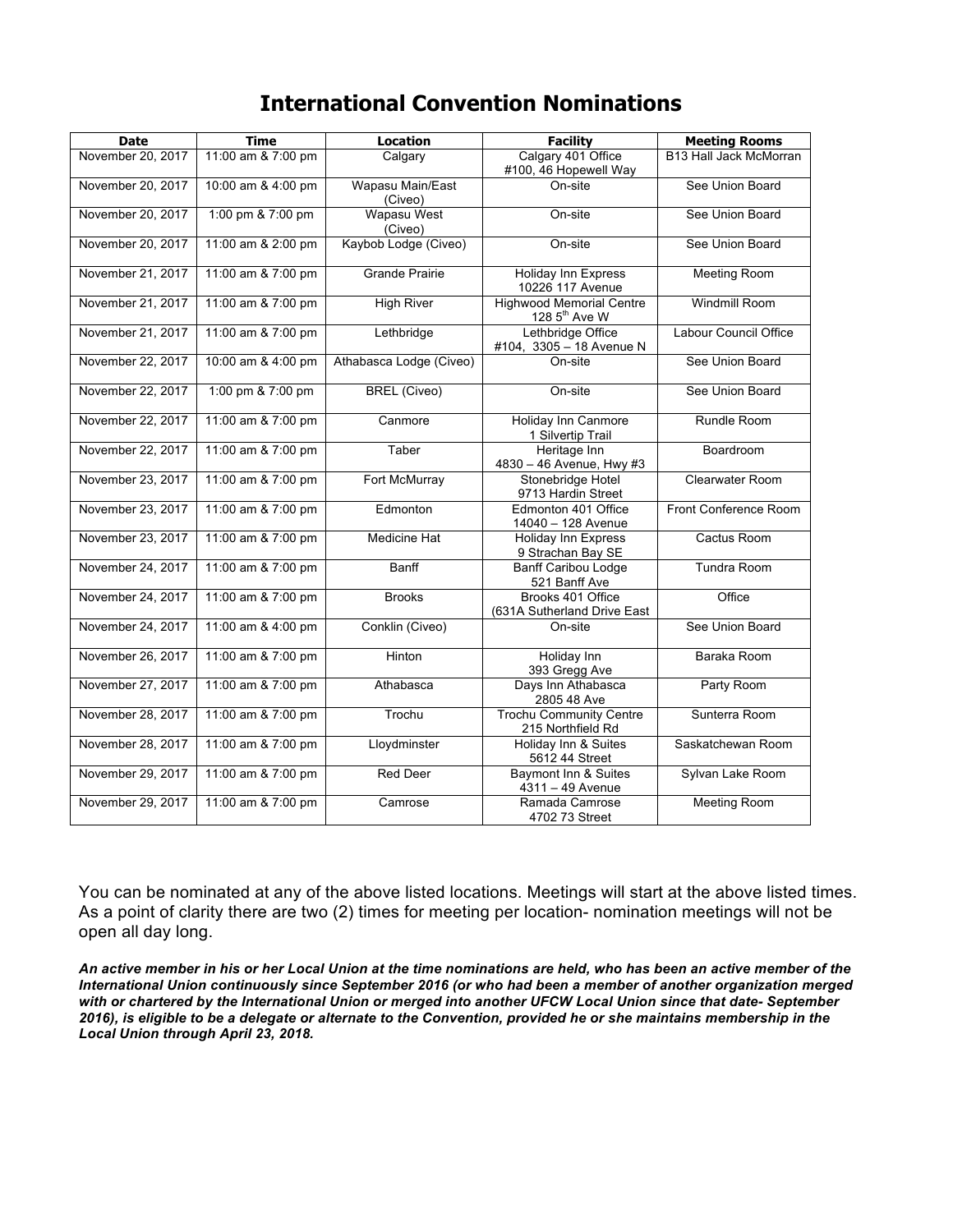# International Convention Nominations

| Date | Time | Location | Facility | Meeting Rooms |
|---|---|---|---|---|
| November 20, 2017 | 11:00 am & 7:00 pm | Calgary | Calgary 401 Office #100, 46 Hopewell Way | B13 Hall Jack McMorran |
| November 20, 2017 | 10:00 am & 4:00 pm | Wapasu Main/East (Civeo) | On-site | See Union Board |
| November 20, 2017 | 1:00 pm & 7:00 pm | Wapasu West (Civeo) | On-site | See Union Board |
| November 20, 2017 | 11:00 am & 2:00 pm | Kaybob Lodge (Civeo) | On-site | See Union Board |
| November 21, 2017 | 11:00 am & 7:00 pm | Grande Prairie | Holiday Inn Express 10226 117 Avenue | Meeting Room |
| November 21, 2017 | 11:00 am & 7:00 pm | High River | Highwood Memorial Centre 128 5th Ave W | Windmill Room |
| November 21, 2017 | 11:00 am & 7:00 pm | Lethbridge | Lethbridge Office #104, 3305 – 18 Avenue N | Labour Council Office |
| November 22, 2017 | 10:00 am & 4:00 pm | Athabasca Lodge (Civeo) | On-site | See Union Board |
| November 22, 2017 | 1:00 pm & 7:00 pm | BREL (Civeo) | On-site | See Union Board |
| November 22, 2017 | 11:00 am & 7:00 pm | Canmore | Holiday Inn Canmore 1 Silvertip Trail | Rundle Room |
| November 22, 2017 | 11:00 am & 7:00 pm | Taber | Heritage Inn 4830 – 46 Avenue, Hwy #3 | Boardroom |
| November 23, 2017 | 11:00 am & 7:00 pm | Fort McMurray | Stonebridge Hotel 9713 Hardin Street | Clearwater Room |
| November 23, 2017 | 11:00 am & 7:00 pm | Edmonton | Edmonton 401 Office 14040 – 128 Avenue | Front Conference Room |
| November 23, 2017 | 11:00 am & 7:00 pm | Medicine Hat | Holiday Inn Express 9 Strachan Bay SE | Cactus Room |
| November 24, 2017 | 11:00 am & 7:00 pm | Banff | Banff Caribou Lodge 521 Banff Ave | Tundra Room |
| November 24, 2017 | 11:00 am & 7:00 pm | Brooks | Brooks 401 Office (631A Sutherland Drive East | Office |
| November 24, 2017 | 11:00 am & 4:00 pm | Conklin (Civeo) | On-site | See Union Board |
| November 26, 2017 | 11:00 am & 7:00 pm | Hinton | Holiday Inn 393 Gregg Ave | Baraka Room |
| November 27, 2017 | 11:00 am & 7:00 pm | Athabasca | Days Inn Athabasca 2805 48 Ave | Party Room |
| November 28, 2017 | 11:00 am & 7:00 pm | Trochu | Trochu Community Centre 215 Northfield Rd | Sunterra Room |
| November 28, 2017 | 11:00 am & 7:00 pm | Lloydminster | Holiday Inn & Suites 5612 44 Street | Saskatchewan Room |
| November 29, 2017 | 11:00 am & 7:00 pm | Red Deer | Baymont Inn & Suites 4311 – 49 Avenue | Sylvan Lake Room |
| November 29, 2017 | 11:00 am & 7:00 pm | Camrose | Ramada Camrose 4702 73 Street | Meeting Room |

You can be nominated at any of the above listed locations. Meetings will start at the above listed times. As a point of clarity there are two (2) times for meeting per location- nomination meetings will not be open all day long.

***An active member in his or her Local Union at the time nominations are held, who has been an active member of the International Union continuously since September 2016 (or who had been a member of another organization merged with or chartered by the International Union or merged into another UFCW Local Union since that date- September 2016), is eligible to be a delegate or alternate to the Convention, provided he or she maintains membership in the Local Union through April 23, 2018.***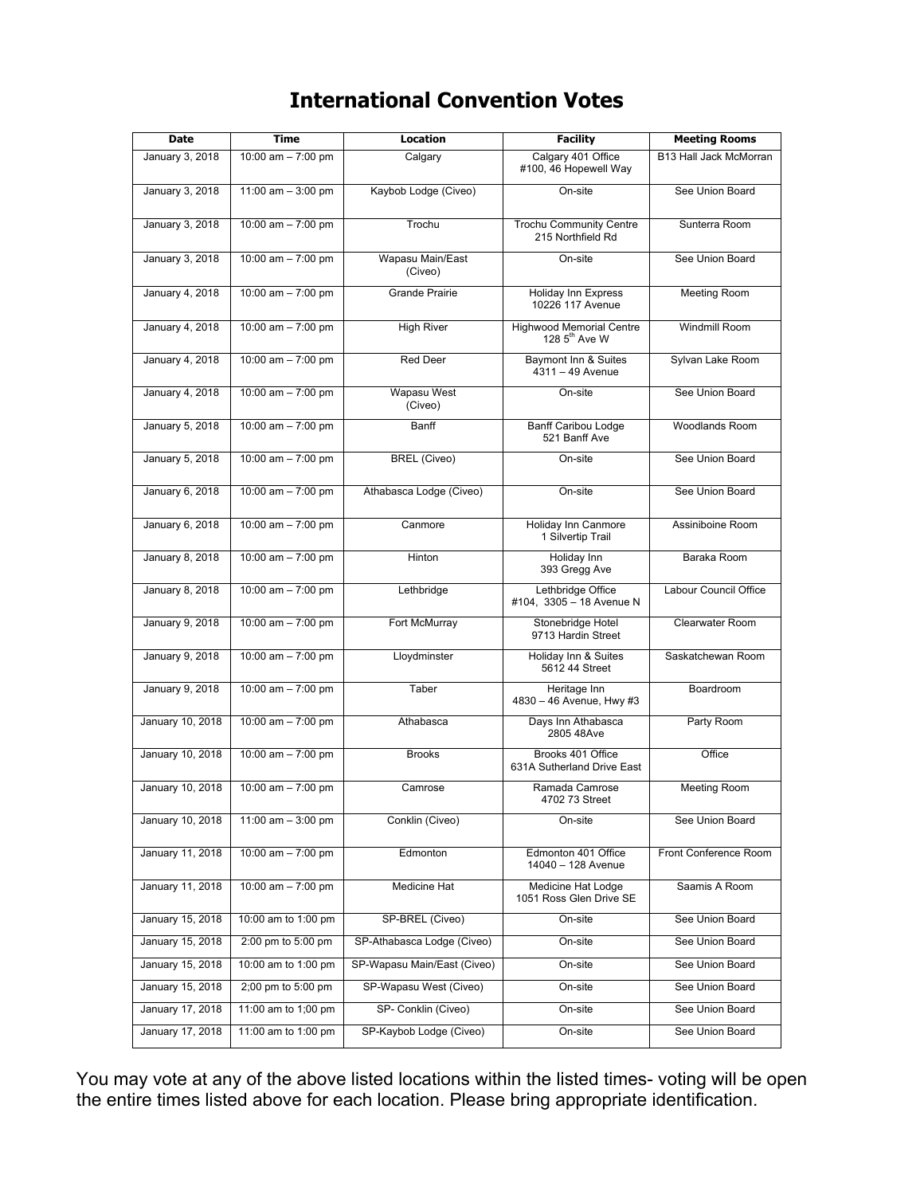# International Convention Votes

| Date | Time | Location | Facility | Meeting Rooms |
|---|---|---|---|---|
| January 3, 2018 | 10:00 am – 7:00 pm | Calgary | Calgary 401 Office #100, 46 Hopewell Way | B13 Hall Jack McMorran |
| January 3, 2018 | 11:00 am – 3:00 pm | Kaybob Lodge (Civeo) | On-site | See Union Board |
| January 3, 2018 | 10:00 am – 7:00 pm | Trochu | Trochu Community Centre 215 Northfield Rd | Sunterra Room |
| January 3, 2018 | 10:00 am – 7:00 pm | Wapasu Main/East (Civeo) | On-site | See Union Board |
| January 4, 2018 | 10:00 am – 7:00 pm | Grande Prairie | Holiday Inn Express 10226 117 Avenue | Meeting Room |
| January 4, 2018 | 10:00 am – 7:00 pm | High River | Highwood Memorial Centre 128 5th Ave W | Windmill Room |
| January 4, 2018 | 10:00 am – 7:00 pm | Red Deer | Baymont Inn & Suites 4311 – 49 Avenue | Sylvan Lake Room |
| January 4, 2018 | 10:00 am – 7:00 pm | Wapasu West (Civeo) | On-site | See Union Board |
| January 5, 2018 | 10:00 am – 7:00 pm | Banff | Banff Caribou Lodge 521 Banff Ave | Woodlands Room |
| January 5, 2018 | 10:00 am – 7:00 pm | BREL (Civeo) | On-site | See Union Board |
| January 6, 2018 | 10:00 am – 7:00 pm | Athabasca Lodge (Civeo) | On-site | See Union Board |
| January 6, 2018 | 10:00 am – 7:00 pm | Canmore | Holiday Inn Canmore 1 Silvertip Trail | Assiniboine Room |
| January 8, 2018 | 10:00 am – 7:00 pm | Hinton | Holiday Inn 393 Gregg Ave | Baraka Room |
| January 8, 2018 | 10:00 am – 7:00 pm | Lethbridge | Lethbridge Office #104, 3305 – 18 Avenue N | Labour Council Office |
| January 9, 2018 | 10:00 am – 7:00 pm | Fort McMurray | Stonebridge Hotel 9713 Hardin Street | Clearwater Room |
| January 9, 2018 | 10:00 am – 7:00 pm | Lloydminster | Holiday Inn & Suites 5612 44 Street | Saskatchewan Room |
| January 9, 2018 | 10:00 am – 7:00 pm | Taber | Heritage Inn 4830 – 46 Avenue, Hwy #3 | Boardroom |
| January 10, 2018 | 10:00 am – 7:00 pm | Athabasca | Days Inn Athabasca 2805 48Ave | Party Room |
| January 10, 2018 | 10:00 am – 7:00 pm | Brooks | Brooks 401 Office 631A Sutherland Drive East | Office |
| January 10, 2018 | 10:00 am – 7:00 pm | Camrose | Ramada Camrose 4702 73 Street | Meeting Room |
| January 10, 2018 | 11:00 am – 3:00 pm | Conklin (Civeo) | On-site | See Union Board |
| January 11, 2018 | 10:00 am – 7:00 pm | Edmonton | Edmonton 401 Office 14040 – 128 Avenue | Front Conference Room |
| January 11, 2018 | 10:00 am – 7:00 pm | Medicine Hat | Medicine Hat Lodge 1051 Ross Glen Drive SE | Saamis A Room |
| January 15, 2018 | 10:00 am to 1:00 pm | SP-BREL (Civeo) | On-site | See Union Board |
| January 15, 2018 | 2:00 pm to 5:00 pm | SP-Athabasca Lodge (Civeo) | On-site | See Union Board |
| January 15, 2018 | 10:00 am to 1:00 pm | SP-Wapasu Main/East (Civeo) | On-site | See Union Board |
| January 15, 2018 | 2;00 pm to 5:00 pm | SP-Wapasu West (Civeo) | On-site | See Union Board |
| January 17, 2018 | 11:00 am to 1;00 pm | SP- Conklin (Civeo) | On-site | See Union Board |
| January 17, 2018 | 11:00 am to 1:00 pm | SP-Kaybob Lodge (Civeo) | On-site | See Union Board |

You may vote at any of the above listed locations within the listed times- voting will be open the entire times listed above for each location. Please bring appropriate identification.